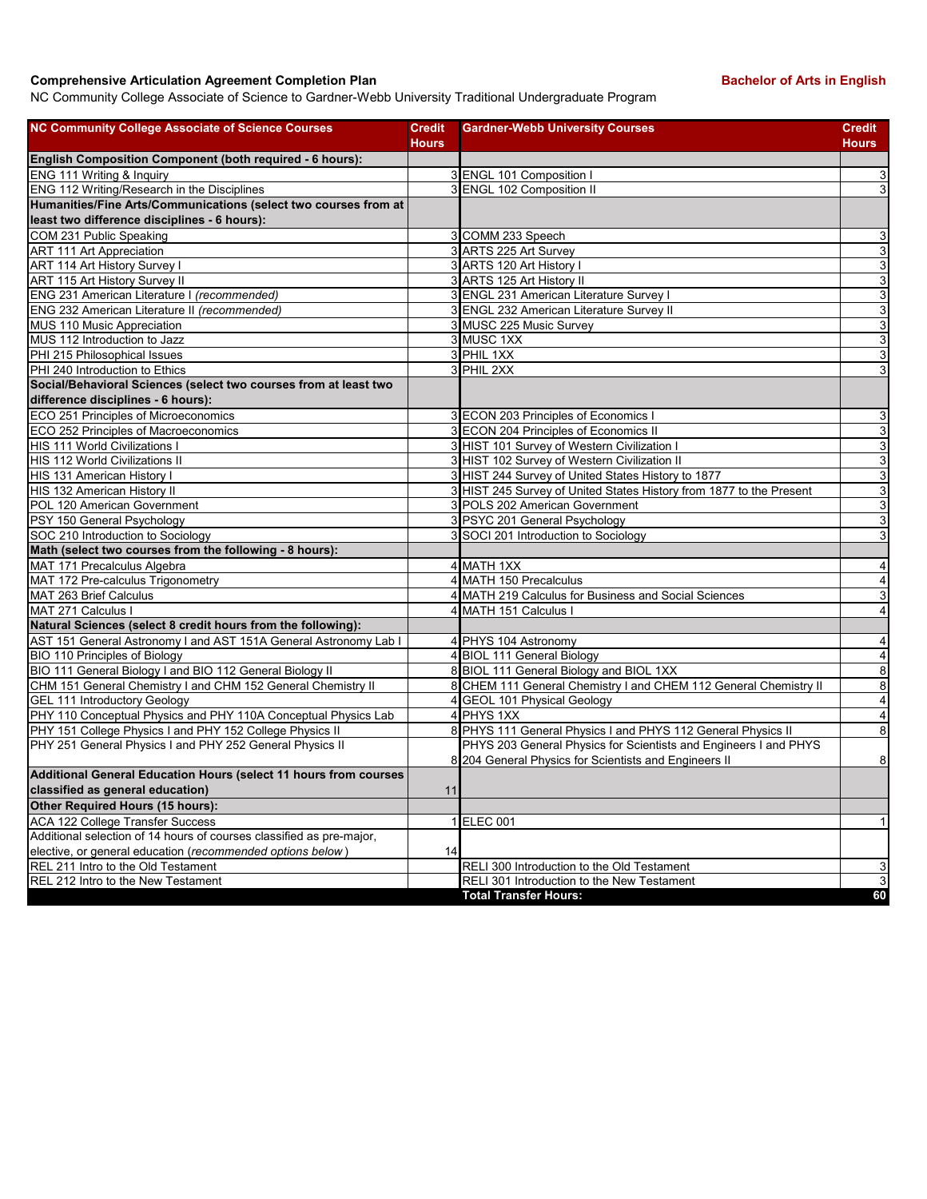**Comprehensive Articulation Agreement Completion Plan** **Bachelor of Arts in English**

NC Community College Associate of Science to Gardner-Webb University Traditional Undergraduate Program

| NC Community College Associate of Science Courses | Credit Hours | Gardner-Webb University Courses | Credit Hours |
|---|---|---|---|
| **English Composition Component (both required - 6 hours):** | | | |
| ENG 111 Writing & Inquiry | 3 | ENGL 101 Composition I | 3 |
| ENG 112 Writing/Research in the Disciplines | 3 | ENGL 102 Composition II | 3 |
| **Humanities/Fine Arts/Communications (select two courses from at least two difference disciplines - 6 hours):** | | | |
| COM 231 Public Speaking | 3 | COMM 233 Speech | 3 |
| ART 111 Art Appreciation | 3 | ARTS 225 Art Survey | 3 |
| ART 114 Art History Survey I | 3 | ARTS 120 Art History I | 3 |
| ART 115 Art History Survey II | 3 | ARTS 125 Art History II | 3 |
| ENG 231 American Literature I *(recommended)* | 3 | ENGL 231 American Literature Survey I | 3 |
| ENG 232 American Literature II *(recommended)* | 3 | ENGL 232 American Literature Survey II | 3 |
| MUS 110 Music Appreciation | 3 | MUSC 225 Music Survey | 3 |
| MUS 112 Introduction to Jazz | 3 | MUSC 1XX | 3 |
| PHI 215 Philosophical Issues | 3 | PHIL 1XX | 3 |
| PHI 240 Introduction to Ethics | 3 | PHIL 2XX | 3 |
| **Social/Behavioral Sciences (select two courses from at least two difference disciplines - 6 hours):** | | | |
| ECO 251 Principles of Microeconomics | 3 | ECON 203 Principles of Economics I | 3 |
| ECO 252 Principles of Macroeconomics | 3 | ECON 204 Principles of Economics II | 3 |
| HIS 111 World Civilizations I | 3 | HIST 101 Survey of Western Civilization I | 3 |
| HIS 112 World Civilizations II | 3 | HIST 102 Survey of Western Civilization II | 3 |
| HIS 131 American History I | 3 | HIST 244 Survey of United States History to 1877 | 3 |
| HIS 132 American History II | 3 | HIST 245 Survey of United States History from 1877 to the Present | 3 |
| POL 120 American Government | 3 | POLS 202 American Government | 3 |
| PSY 150 General Psychology | 3 | PSYC 201 General Psychology | 3 |
| SOC 210 Introduction to Sociology | 3 | SOCI 201 Introduction to Sociology | 3 |
| **Math (select two courses from the following - 8 hours):** | | | |
| MAT 171 Precalculus Algebra | 4 | MATH 1XX | 4 |
| MAT 172 Pre-calculus Trigonometry | 4 | MATH 150 Precalculus | 4 |
| MAT 263 Brief Calculus | 4 | MATH 219 Calculus for Business and Social Sciences | 3 |
| MAT 271 Calculus I | 4 | MATH 151 Calculus I | 4 |
| **Natural Sciences (select 8 credit hours from the following):** | | | |
| AST 151 General Astronomy I and AST 151A General Astronomy Lab I | 4 | PHYS 104 Astronomy | 4 |
| BIO 110 Principles of Biology | 4 | BIOL 111 General Biology | 4 |
| BIO 111 General Biology I and BIO 112 General Biology II | 8 | BIOL 111 General Biology and BIOL 1XX | 8 |
| CHM 151 General Chemistry I and CHM 152 General Chemistry II | 8 | CHEM 111 General Chemistry I and CHEM 112 General Chemistry II | 8 |
| GEL 111 Introductory Geology | 4 | GEOL 101 Physical Geology | 4 |
| PHY 110 Conceptual Physics and PHY 110A Conceptual Physics Lab | 4 | PHYS 1XX | 4 |
| PHY 151 College Physics I and PHY 152 College Physics II | 8 | PHYS 111 General Physics I and PHYS 112 General Physics II | 8 |
| PHY 251 General Physics I and PHY 252 General Physics II | 8 | PHYS 203 General Physics for Scientists and Engineers I and PHYS 204 General Physics for Scientists and Engineers II | 8 |
| **Additional General Education Hours (select 11 hours from courses classified as general education)** | 11 | | |
| **Other Required Hours (15 hours):** | | | |
| ACA 122 College Transfer Success | 1 | ELEC 001 | 1 |
| Additional selection of 14 hours of courses classified as pre-major, elective, or general education (*recommended options below*) | 14 | | |
| REL 211 Intro to the Old Testament | | RELI 300 Introduction to the Old Testament | 3 |
| REL 212 Intro to the New Testament | | RELI 301 Introduction to the New Testament | 3 |
| | | **Total Transfer Hours:** | **60** |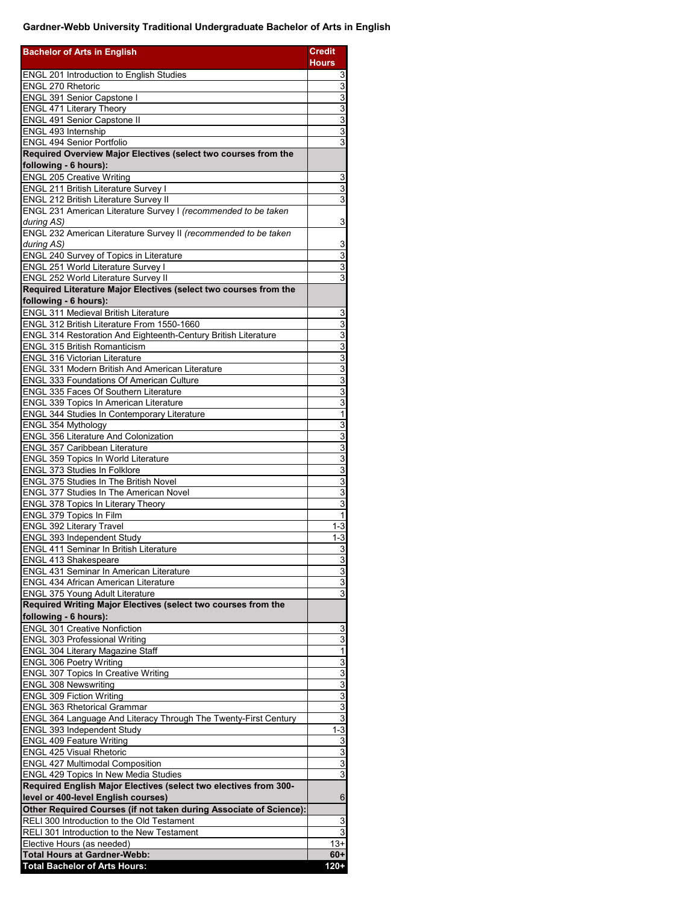## Gardner-Webb University Traditional Undergraduate Bachelor of Arts in English

| Bachelor of Arts in English | Credit Hours |
|---|---|
| ENGL 201 Introduction to English Studies | 3 |
| ENGL 270 Rhetoric | 3 |
| ENGL 391 Senior Capstone I | 3 |
| ENGL 471 Literary Theory | 3 |
| ENGL 491 Senior Capstone II | 3 |
| ENGL 493 Internship | 3 |
| ENGL 494 Senior Portfolio | 3 |
| **Required Overview Major Electives (select two courses from the following - 6 hours):** | |
| ENGL 205 Creative Writing | 3 |
| ENGL 211 British Literature Survey I | 3 |
| ENGL 212 British Literature Survey II | 3 |
| ENGL 231 American Literature Survey I *(recommended to be taken during AS)* | 3 |
| ENGL 232 American Literature Survey II *(recommended to be taken during AS)* | 3 |
| ENGL 240 Survey of Topics in Literature | 3 |
| ENGL 251 World Literature Survey I | 3 |
| ENGL 252 World Literature Survey II | 3 |
| **Required Literature Major Electives (select two courses from the following - 6 hours):** | |
| ENGL 311 Medieval British Literature | 3 |
| ENGL 312 British Literature From 1550-1660 | 3 |
| ENGL 314 Restoration And Eighteenth-Century British Literature | 3 |
| ENGL 315 British Romanticism | 3 |
| ENGL 316 Victorian Literature | 3 |
| ENGL 331 Modern British And American Literature | 3 |
| ENGL 333 Foundations Of American Culture | 3 |
| ENGL 335 Faces Of Southern Literature | 3 |
| ENGL 339 Topics In American Literature | 3 |
| ENGL 344 Studies In Contemporary Literature | 1 |
| ENGL 354 Mythology | 3 |
| ENGL 356 Literature And Colonization | 3 |
| ENGL 357 Caribbean Literature | 3 |
| ENGL 359 Topics In World Literature | 3 |
| ENGL 373 Studies In Folklore | 3 |
| ENGL 375 Studies In The British Novel | 3 |
| ENGL 377 Studies In The American Novel | 3 |
| ENGL 378 Topics In Literary Theory | 3 |
| ENGL 379 Topics In Film | 1 |
| ENGL 392 Literary Travel | 1-3 |
| ENGL 393 Independent Study | 1-3 |
| ENGL 411 Seminar In British Literature | 3 |
| ENGL 413 Shakespeare | 3 |
| ENGL 431 Seminar In American Literature | 3 |
| ENGL 434 African American Literature | 3 |
| ENGL 375 Young Adult Literature | 3 |
| **Required Writing Major Electives (select two courses from the following - 6 hours):** | |
| ENGL 301 Creative Nonfiction | 3 |
| ENGL 303 Professional Writing | 3 |
| ENGL 304 Literary Magazine Staff | 1 |
| ENGL 306 Poetry Writing | 3 |
| ENGL 307 Topics In Creative Writing | 3 |
| ENGL 308 Newswriting | 3 |
| ENGL 309 Fiction Writing | 3 |
| ENGL 363 Rhetorical Grammar | 3 |
| ENGL 364 Language And Literacy Through The Twenty-First Century | 3 |
| ENGL 393 Independent Study | 1-3 |
| ENGL 409 Feature Writing | 3 |
| ENGL 425 Visual Rhetoric | 3 |
| ENGL 427 Multimodal Composition | 3 |
| ENGL 429 Topics In New Media Studies | 3 |
| **Required English Major Electives (select two electives from 300-level or 400-level English courses)** | 6 |
| **Other Required Courses (if not taken during Associate of Science):** | |
| RELI 300 Introduction to the Old Testament | 3 |
| RELI 301 Introduction to the New Testament | 3 |
| Elective Hours (as needed) | 13+ |
| **Total Hours at Gardner-Webb:** | **60+** |
| **Total Bachelor of Arts Hours:** | **120+** |